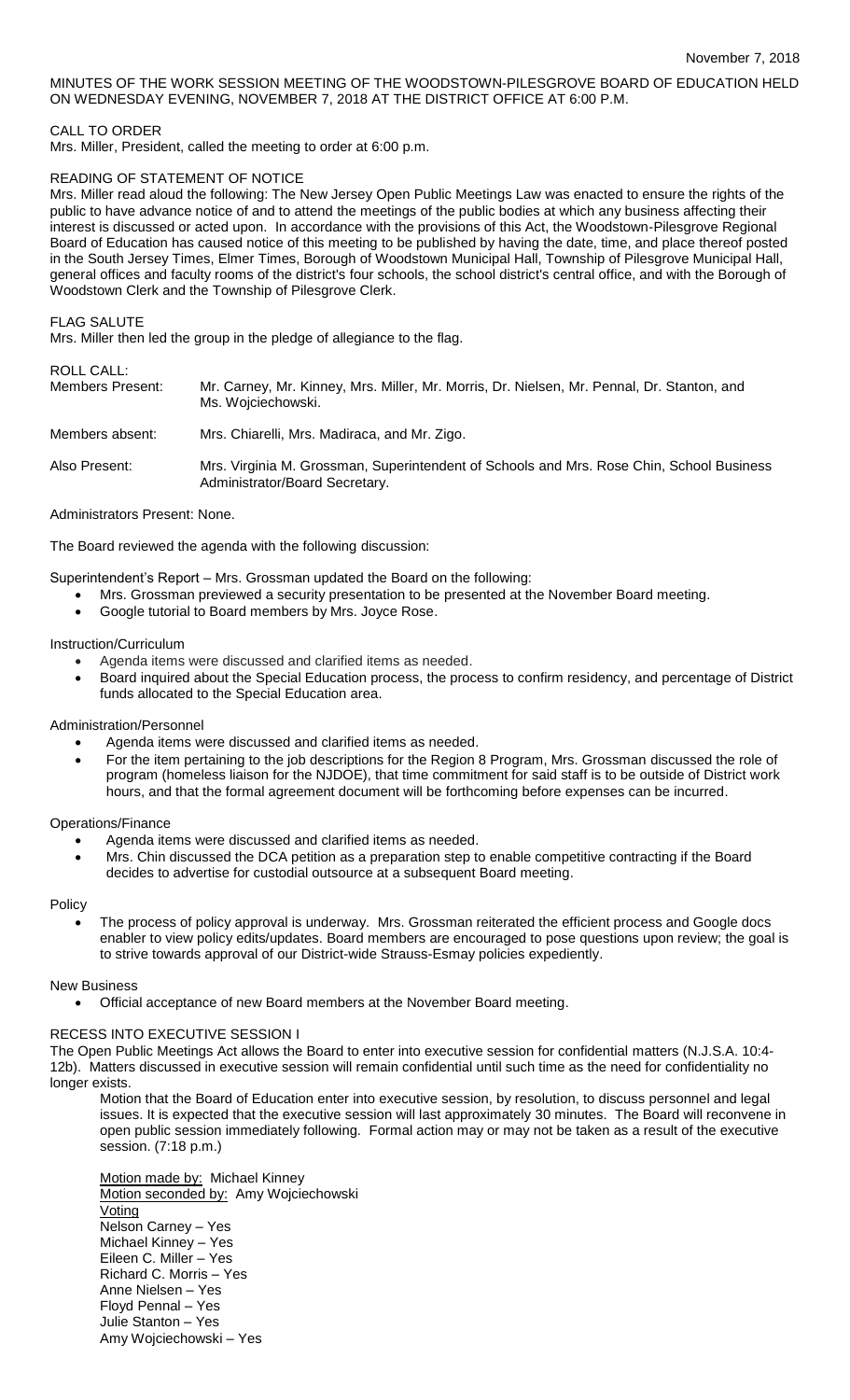November 7, 2018

MINUTES OF THE WORK SESSION MEETING OF THE WOODSTOWN-PILESGROVE BOARD OF EDUCATION HELD ON WEDNESDAY EVENING, NOVEMBER 7, 2018 AT THE DISTRICT OFFICE AT 6:00 P.M.

CALL TO ORDER

Mrs. Miller, President, called the meeting to order at 6:00 p.m.

READING OF STATEMENT OF NOTICE

Mrs. Miller read aloud the following: The New Jersey Open Public Meetings Law was enacted to ensure the rights of the public to have advance notice of and to attend the meetings of the public bodies at which any business affecting their interest is discussed or acted upon. In accordance with the provisions of this Act, the Woodstown-Pilesgrove Regional Board of Education has caused notice of this meeting to be published by having the date, time, and place thereof posted in the South Jersey Times, Elmer Times, Borough of Woodstown Municipal Hall, Township of Pilesgrove Municipal Hall, general offices and faculty rooms of the district's four schools, the school district's central office, and with the Borough of Woodstown Clerk and the Township of Pilesgrove Clerk.

FLAG SALUTE

Mrs. Miller then led the group in the pledge of allegiance to the flag.

ROLL CALL:

| | |
|---|---|
| Members Present: | Mr. Carney, Mr. Kinney, Mrs. Miller, Mr. Morris, Dr. Nielsen, Mr. Pennal, Dr. Stanton, and Ms. Wojciechowski. |
| Members absent: | Mrs. Chiarelli, Mrs. Madiraca, and Mr. Zigo. |
| Also Present: | Mrs. Virginia M. Grossman, Superintendent of Schools and Mrs. Rose Chin, School Business Administrator/Board Secretary. |

Administrators Present: None.

The Board reviewed the agenda with the following discussion:

Superintendent's Report – Mrs. Grossman updated the Board on the following:

- Mrs. Grossman previewed a security presentation to be presented at the November Board meeting.
- Google tutorial to Board members by Mrs. Joyce Rose.

Instruction/Curriculum

- Agenda items were discussed and clarified items as needed.
- Board inquired about the Special Education process, the process to confirm residency, and percentage of District funds allocated to the Special Education area.

Administration/Personnel

- Agenda items were discussed and clarified items as needed.
- For the item pertaining to the job descriptions for the Region 8 Program, Mrs. Grossman discussed the role of program (homeless liaison for the NJDOE), that time commitment for said staff is to be outside of District work hours, and that the formal agreement document will be forthcoming before expenses can be incurred.

Operations/Finance

- Agenda items were discussed and clarified items as needed.
- Mrs. Chin discussed the DCA petition as a preparation step to enable competitive contracting if the Board decides to advertise for custodial outsource at a subsequent Board meeting.

Policy

- The process of policy approval is underway. Mrs. Grossman reiterated the efficient process and Google docs enabler to view policy edits/updates. Board members are encouraged to pose questions upon review; the goal is to strive towards approval of our District-wide Strauss-Esmay policies expediently.

New Business

- Official acceptance of new Board members at the November Board meeting.

RECESS INTO EXECUTIVE SESSION I

The Open Public Meetings Act allows the Board to enter into executive session for confidential matters (N.J.S.A. 10:4-12b). Matters discussed in executive session will remain confidential until such time as the need for confidentiality no longer exists.

Motion that the Board of Education enter into executive session, by resolution, to discuss personnel and legal issues. It is expected that the executive session will last approximately 30 minutes. The Board will reconvene in open public session immediately following. Formal action may or may not be taken as a result of the executive session. (7:18 p.m.)

Motion made by: Michael Kinney
Motion seconded by: Amy Wojciechowski
Voting
Nelson Carney – Yes
Michael Kinney – Yes
Eileen C. Miller – Yes
Richard C. Morris – Yes
Anne Nielsen – Yes
Floyd Pennal – Yes
Julie Stanton – Yes
Amy Wojciechowski – Yes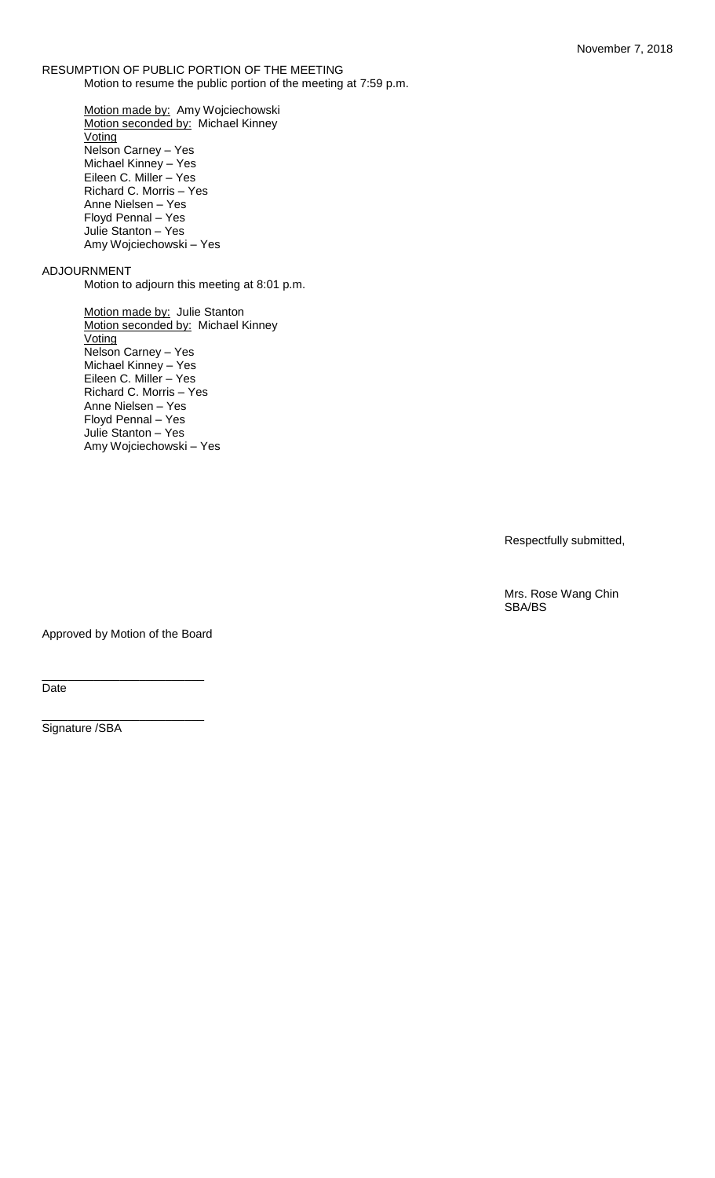RESUMPTION OF PUBLIC PORTION OF THE MEETING

Motion to resume the public portion of the meeting at 7:59 p.m.

Motion made by: Amy Wojciechowski
Motion seconded by: Michael Kinney
Voting
Nelson Carney – Yes
Michael Kinney – Yes
Eileen C. Miller – Yes
Richard C. Morris – Yes
Anne Nielsen – Yes
Floyd Pennal – Yes
Julie Stanton – Yes
Amy Wojciechowski – Yes

ADJOURNMENT

Motion to adjourn this meeting at 8:01 p.m.

Motion made by: Julie Stanton
Motion seconded by: Michael Kinney
Voting
Nelson Carney – Yes
Michael Kinney – Yes
Eileen C. Miller – Yes
Richard C. Morris – Yes
Anne Nielsen – Yes
Floyd Pennal – Yes
Julie Stanton – Yes
Amy Wojciechowski – Yes

Respectfully submitted,

Mrs. Rose Wang Chin
SBA/BS

Approved by Motion of the Board

_________________________
Date

_________________________
Signature /SBA